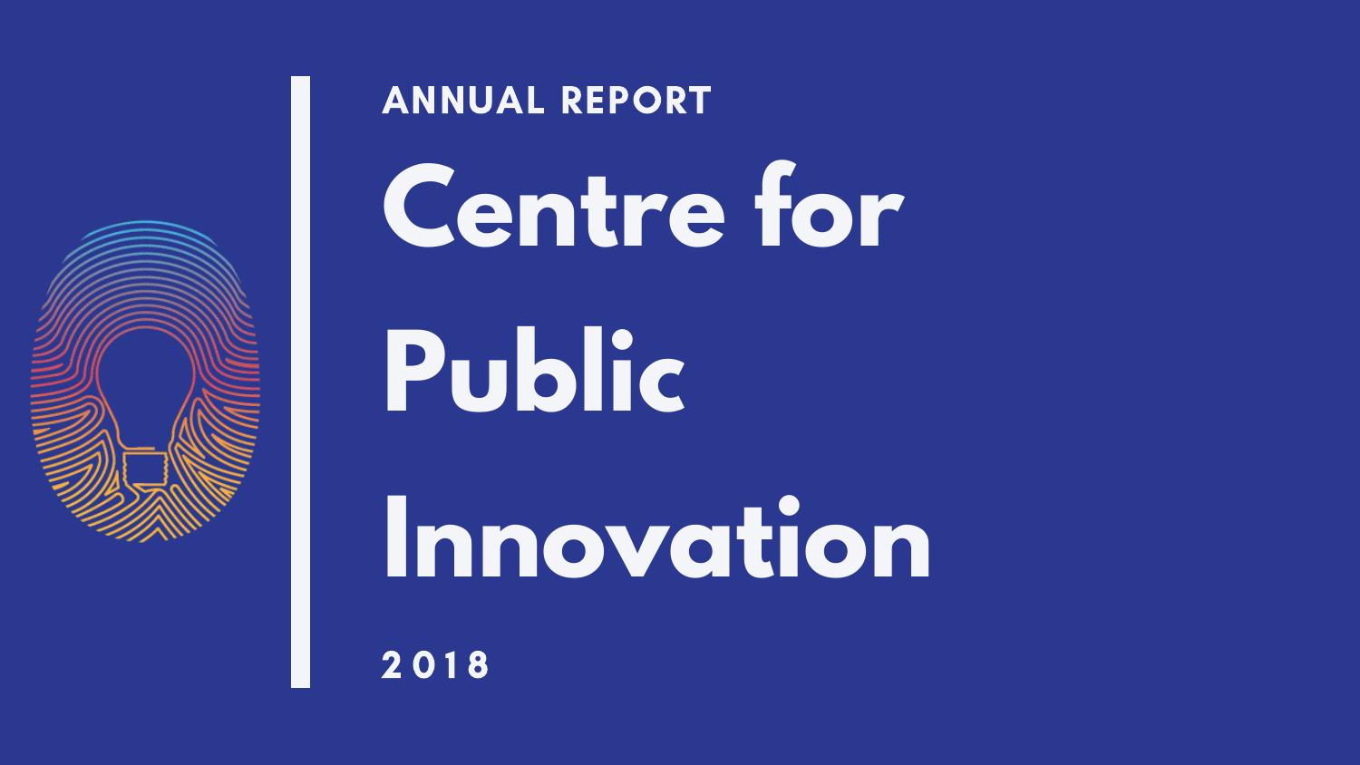ANNUAL REPORT

# Centre for Public Innovation

2018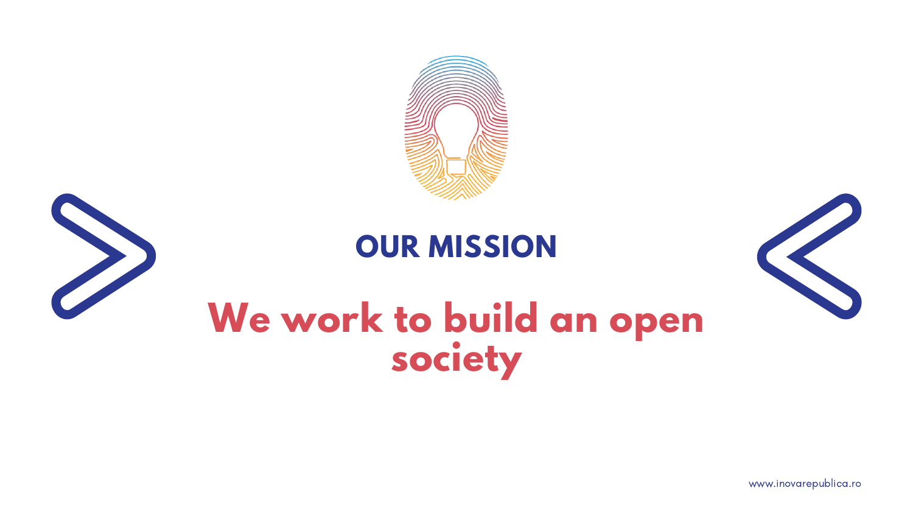## OUR MISSION

**We work to build an open society**

www.inovarepublica.ro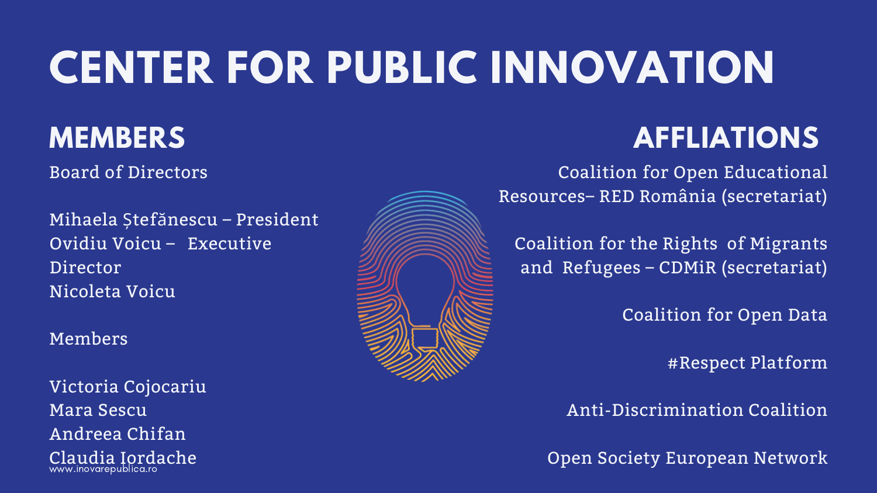# CENTER FOR PUBLIC INNOVATION

## MEMBERS

Board of Directors

Mihaela Ștefănescu – President
Ovidiu Voicu – Executive Director
Nicoleta Voicu

Members

Victoria Cojocariu
Mara Sescu
Andreea Chifan
Claudia Iordache

## AFFLIATIONS

Coalition for Open Educational Resources– RED România (secretariat)

Coalition for the Rights of Migrants and Refugees – CDMiR (secretariat)

Coalition for Open Data

#Respect Platform

Anti-Discrimination Coalition

Open Society European Network

www.inovarepublica.ro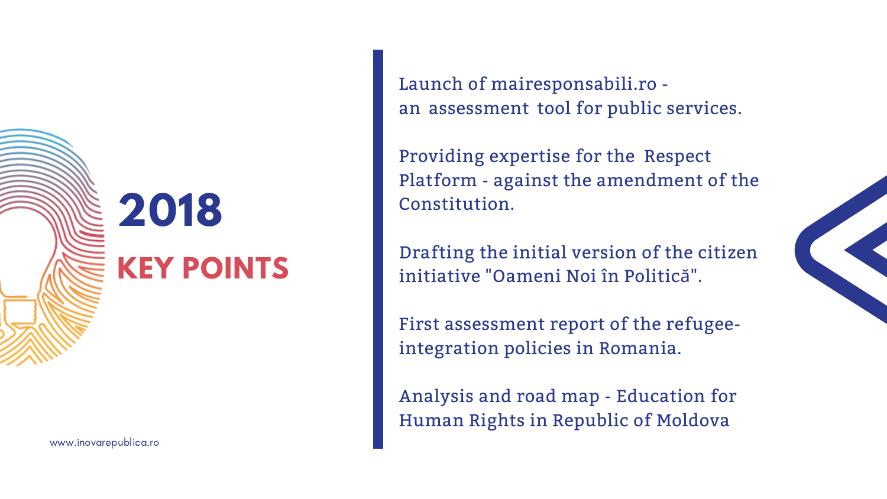# 2018

## KEY POINTS

Launch of mairesponsabili.ro - an assessment tool for public services.

Providing expertise for the Respect Platform - against the amendment of the Constitution.

Drafting the initial version of the citizen initiative "Oameni Noi în Politică".

First assessment report of the refugee-integration policies in Romania.

Analysis and road map - Education for Human Rights in Republic of Moldova

www.inovarepublica.ro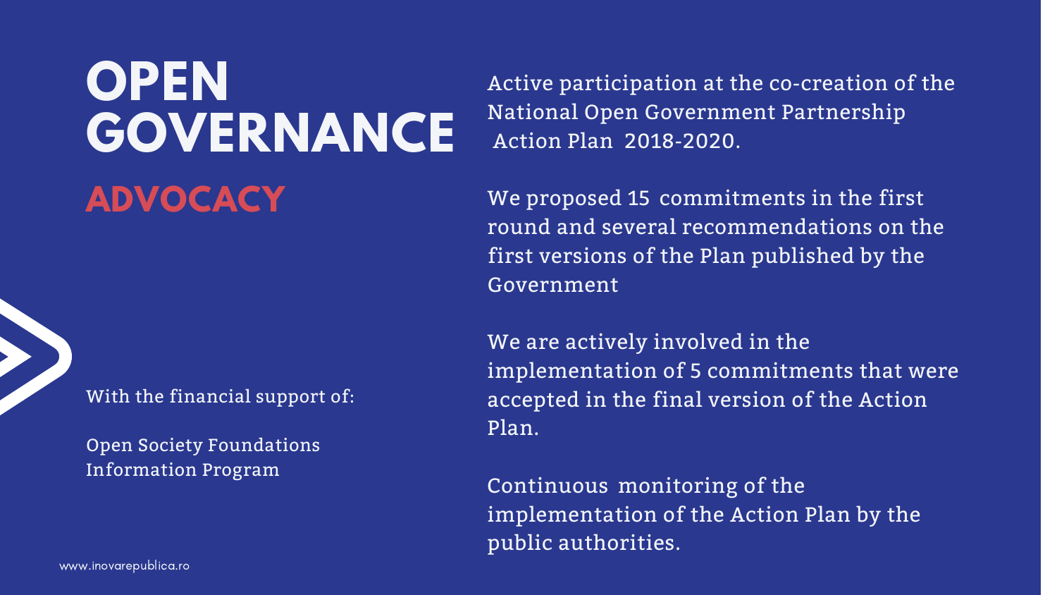# OPEN GOVERNANCE

## ADVOCACY

With the financial support of:

Open Society Foundations Information Program

Active participation at the co-creation of the National Open Government Partnership Action Plan 2018-2020.

We proposed 15 commitments in the first round and several recommendations on the first versions of the Plan published by the Government

We are actively involved in the implementation of 5 commitments that were accepted in the final version of the Action Plan.

Continuous monitoring of the implementation of the Action Plan by the public authorities.

www.inovarepublica.ro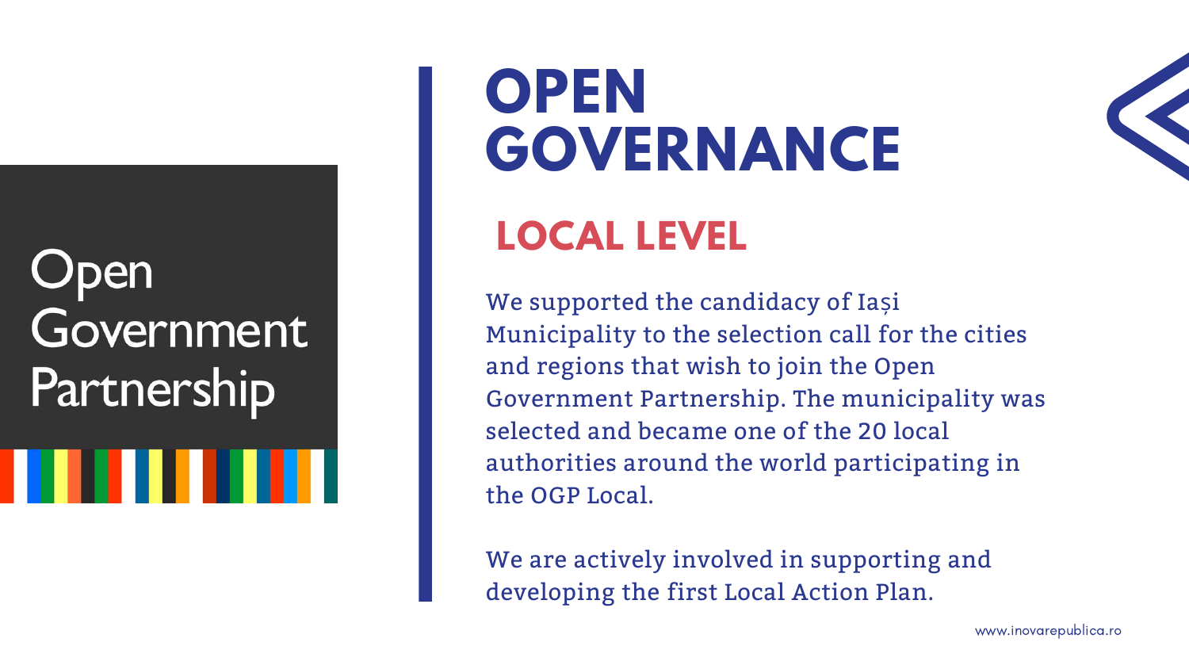Open Government Partnership

# OPEN GOVERNANCE

## LOCAL LEVEL

We supported the candidacy of Iași Municipality to the selection call for the cities and regions that wish to join the Open Government Partnership. The municipality was selected and became one of the 20 local authorities around the world participating in the OGP Local.

We are actively involved in supporting and developing the first Local Action Plan.

www.inovarepublica.ro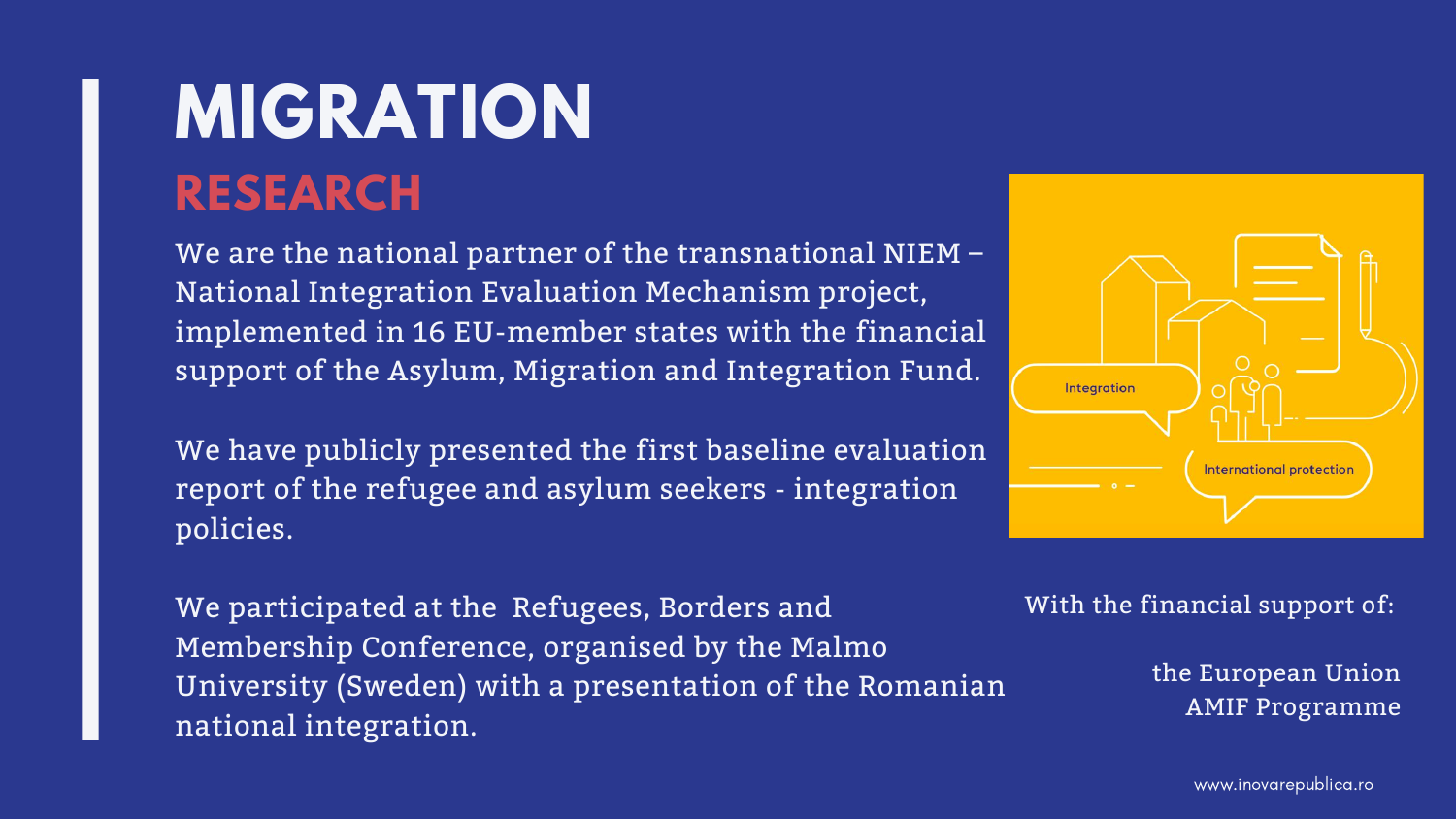# MIGRATION

## RESEARCH

We are the national partner of the transnational NIEM – National Integration Evaluation Mechanism project, implemented in 16 EU-member states with the financial support of the Asylum, Migration and Integration Fund.

We have publicly presented the first baseline evaluation report of the refugee and asylum seekers - integration policies.

We participated at the Refugees, Borders and Membership Conference, organised by the Malmo University (Sweden) with a presentation of the Romanian national integration.

With the financial support of:

the European Union
AMIF Programme

www.inovarepublica.ro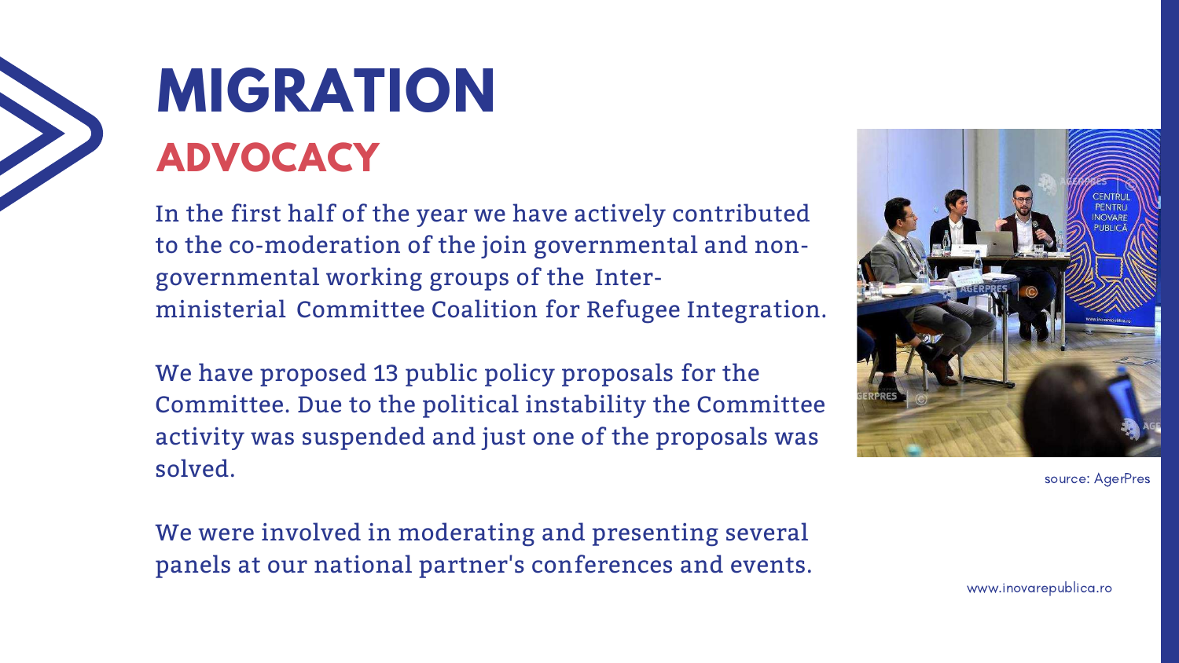# MIGRATION

## ADVOCACY

In the first half of the year we have actively contributed to the co-moderation of the join governmental and non-governmental working groups of the Inter-ministerial Committee Coalition for Refugee Integration.

We have proposed 13 public policy proposals for the Committee. Due to the political instability the Committee activity was suspended and just one of the proposals was solved.

We were involved in moderating and presenting several panels at our national partner's conferences and events.

source: AgerPres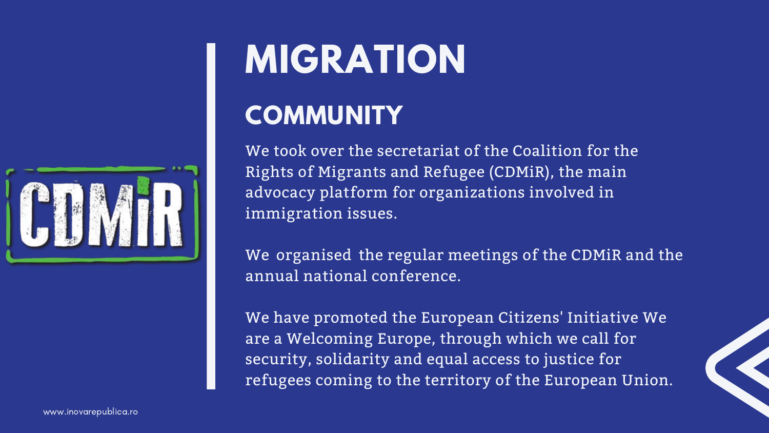# MIGRATION

## COMMUNITY

We took over the secretariat of the Coalition for the Rights of Migrants and Refugee (CDMiR), the main advocacy platform for organizations involved in immigration issues.

We organised the regular meetings of the CDMiR and the annual national conference.

We have promoted the European Citizens' Initiative We are a Welcoming Europe, through which we call for security, solidarity and equal access to justice for refugees coming to the territory of the European Union.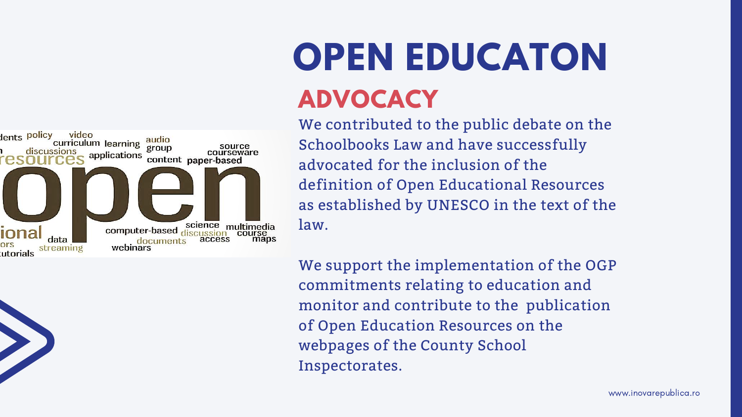# OPEN EDUCATON

## ADVOCACY

We contributed to the public debate on the Schoolbooks Law and have successfully advocated for the inclusion of the definition of Open Educational Resources as established by UNESCO in the text of the law.

We support the implementation of the OGP commitments relating to education and monitor and contribute to the publication of Open Education Resources on the webpages of the County School Inspectorates.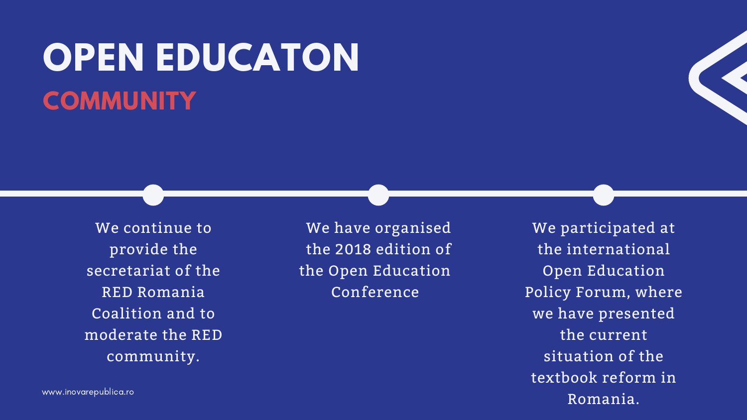# OPEN EDUCATON

## COMMUNITY

We continue to provide the secretariat of the RED Romania Coalition and to moderate the RED community.

We have organised the 2018 edition of the Open Education Conference

We participated at the international Open Education Policy Forum, where we have presented the current situation of the textbook reform in Romania.

www.inovarepublica.ro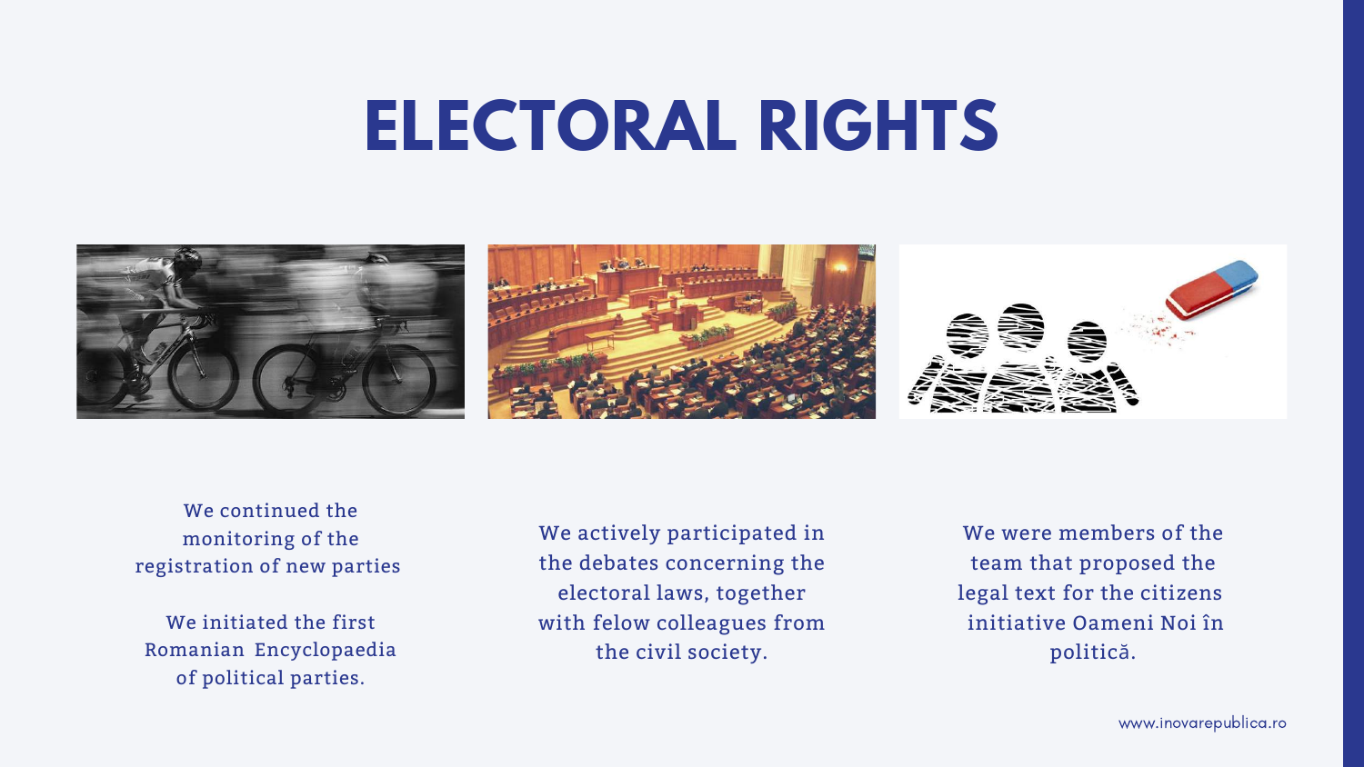# ELECTORAL RIGHTS

We continued the monitoring of the registration of new parties

We initiated the first Romanian Encyclopaedia of political parties.

We actively participated in the debates concerning the electoral laws, together with felow colleagues from the civil society.

We were members of the team that proposed the legal text for the citizens initiative Oameni Noi în politică.

www.inovarepublica.ro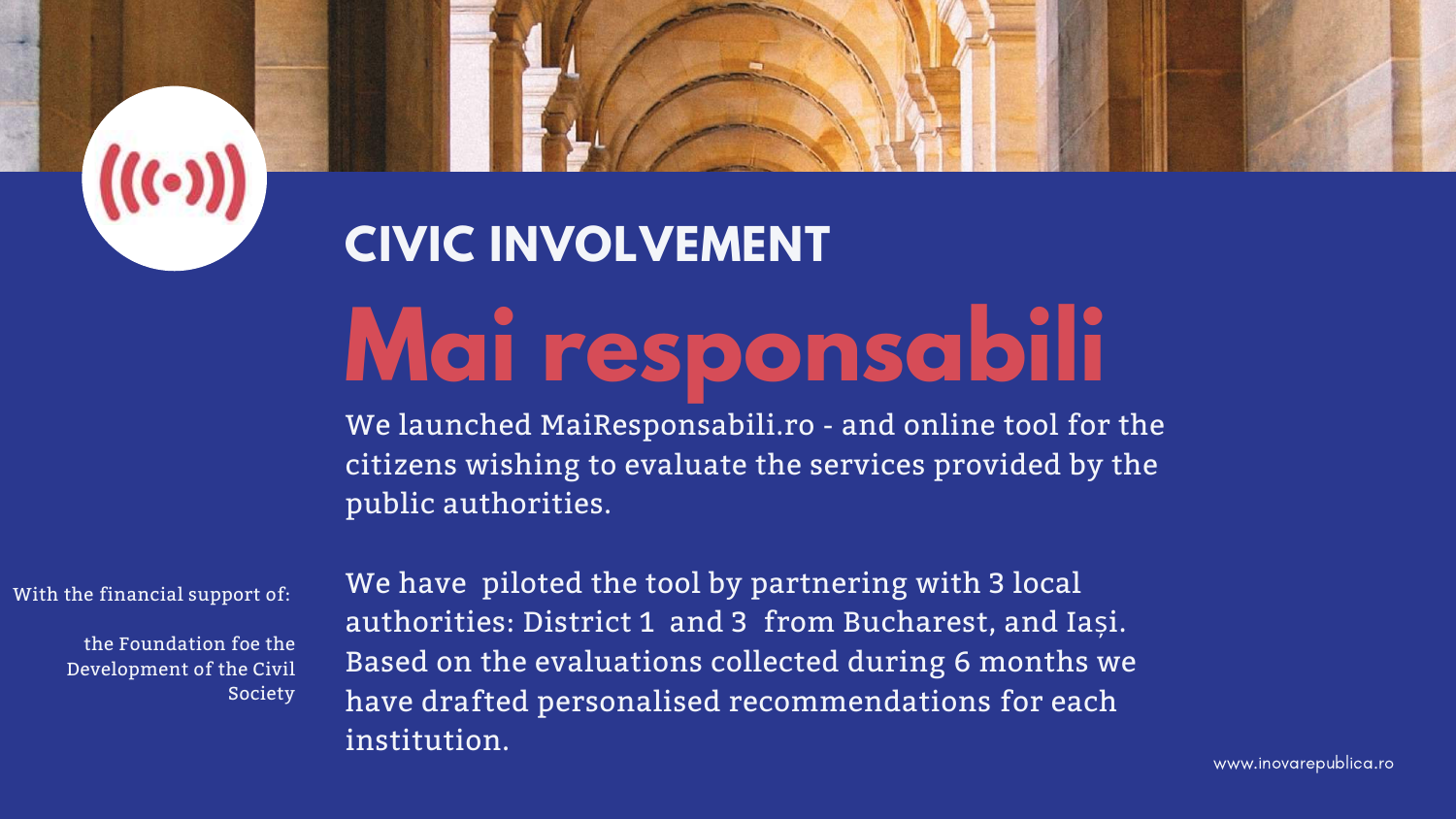## CIVIC INVOLVEMENT

# Mai responsabili

We launched MaiResponsabili.ro - and online tool for the citizens wishing to evaluate the services provided by the public authorities.

We have piloted the tool by partnering with 3 local authorities: District 1 and 3 from Bucharest, and Iași. Based on the evaluations collected during 6 months we have drafted personalised recommendations for each institution.

With the financial support of:

the Foundation foe the Development of the Civil Society

www.inovarepublica.ro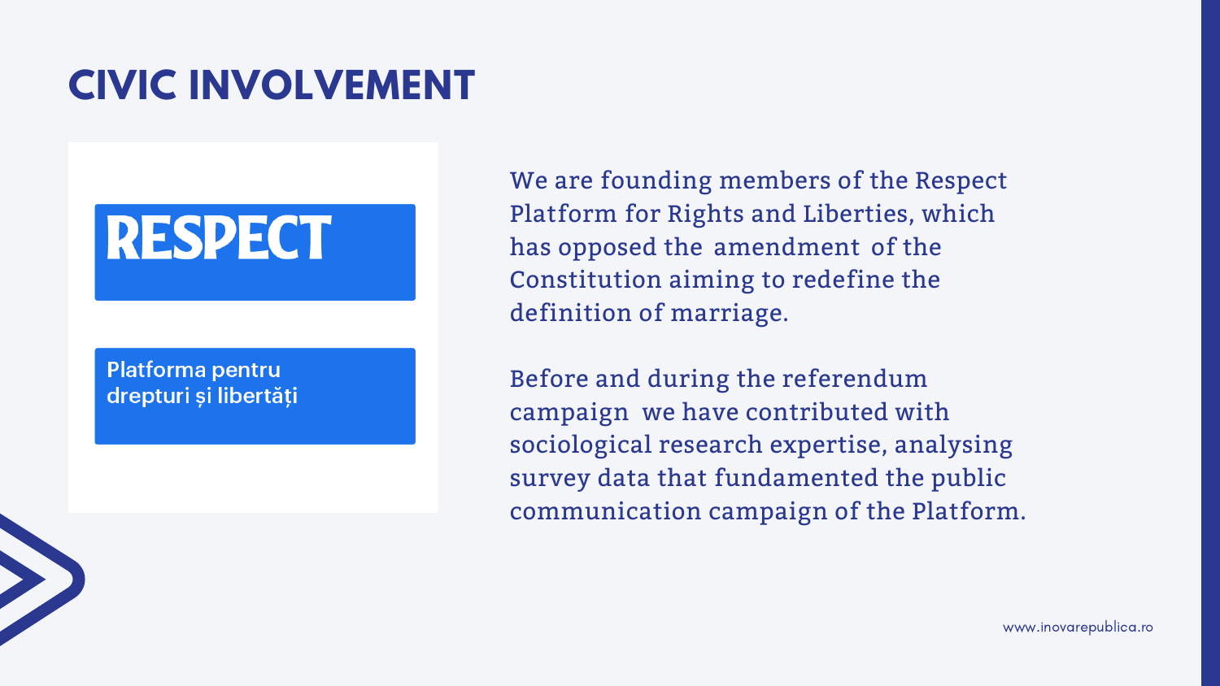# CIVIC INVOLVEMENT

**RESPECT**

Platforma pentru drepturi și libertăți

We are founding members of the Respect Platform for Rights and Liberties, which has opposed the amendment of the Constitution aiming to redefine the definition of marriage.

Before and during the referendum campaign we have contributed with sociological research expertise, analysing survey data that fundamented the public communication campaign of the Platform.

www.inovarepublica.ro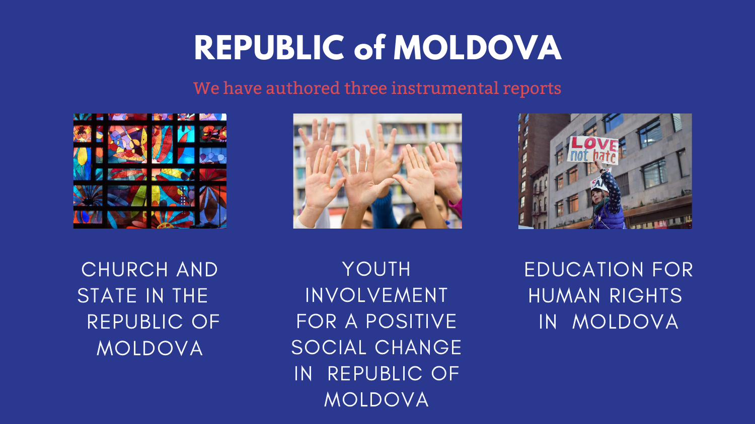# REPUBLIC of MOLDOVA

We have authored three instrumental reports

CHURCH AND STATE IN THE REPUBLIC OF MOLDOVA

YOUTH INVOLVEMENT FOR A POSITIVE SOCIAL CHANGE IN REPUBLIC OF MOLDOVA

EDUCATION FOR HUMAN RIGHTS IN MOLDOVA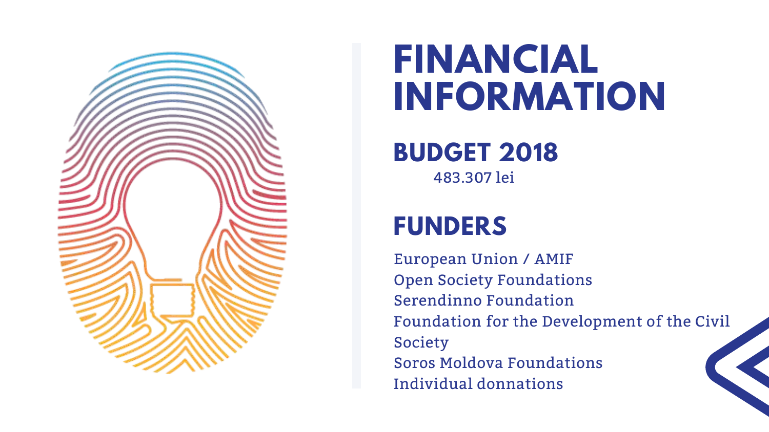# FINANCIAL INFORMATION

## BUDGET 2018

483.307 lei

## FUNDERS

European Union / AMIF
Open Society Foundations
Serendinno Foundation
Foundation for the Development of the Civil Society
Soros Moldova Foundations
Individual donnations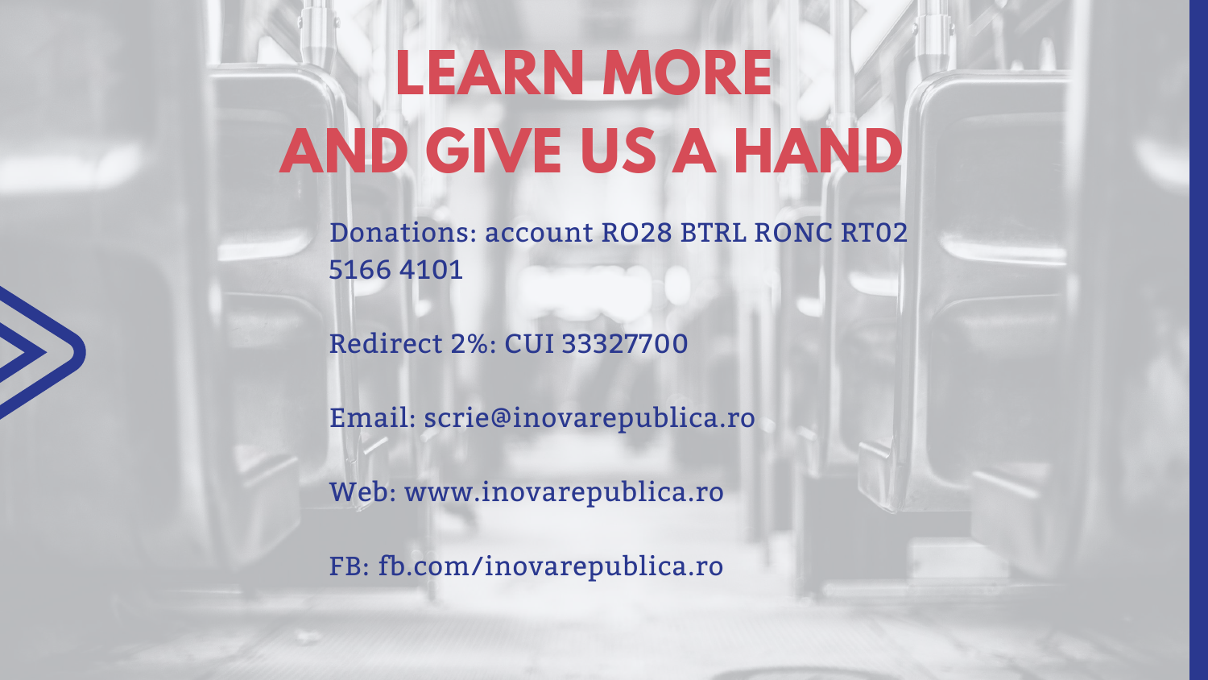# LEARN MORE AND GIVE US A HAND

Donations: account RO28 BTRL RONC RT02 5166 4101

Redirect 2%: CUI 33327700

Email: scrie@inovarepublica.ro

Web: www.inovarepublica.ro

FB: fb.com/inovarepublica.ro